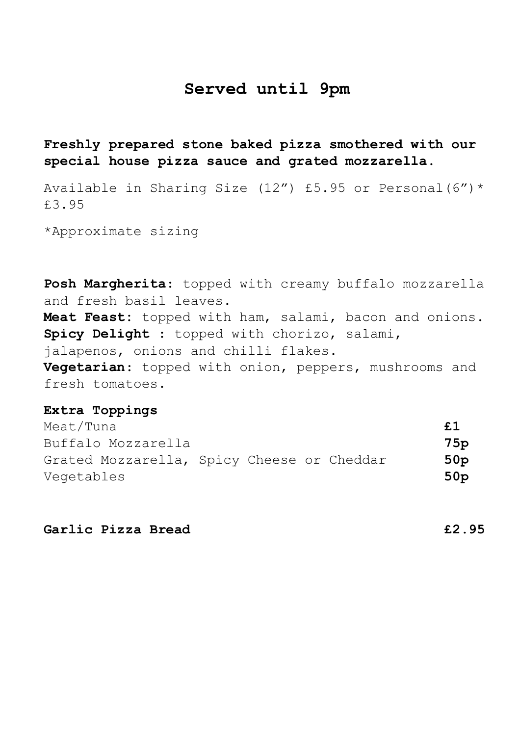# Served until 9pm

**Freshly prepared stone baked pizza smothered with our special house pizza sauce and grated mozzarella.**

Available in Sharing Size (12") £5.95 or Personal(6")* £3.95

*Approximate sizing

**Posh Margherita**: topped with creamy buffalo mozzarella and fresh basil leaves.
**Meat Feast**: topped with ham, salami, bacon and onions.
**Spicy Delight** : topped with chorizo, salami, jalapenos, onions and chilli flakes.
**Vegetarian**: topped with onion, peppers, mushrooms and fresh tomatoes.

**Extra Toppings**

| | |
|---|---|
| Meat/Tuna | **£1** |
| Buffalo Mozzarella | **75p** |
| Grated Mozzarella, Spicy Cheese or Cheddar | **50p** |
| Vegetables | **50p** |

**Garlic Pizza Bread** **£2.95**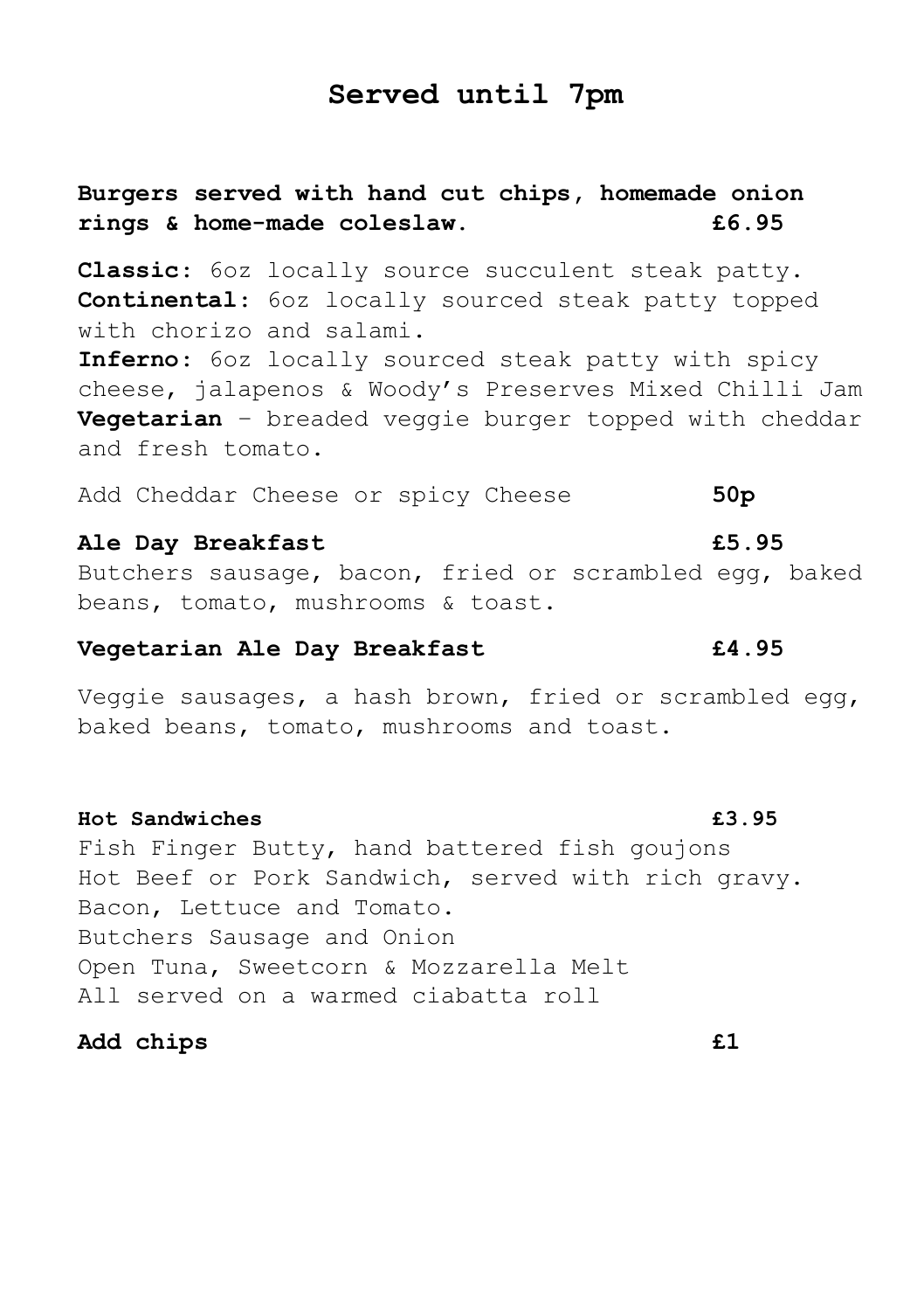# Served until 7pm

**Burgers served with hand cut chips, homemade onion rings & home-made coleslaw.** **£6.95**

**Classic**: 6oz locally source succulent steak patty.
**Continental**: 6oz locally sourced steak patty topped with chorizo and salami.
**Inferno**: 6oz locally sourced steak patty with spicy cheese, jalapenos & Woody's Preserves Mixed Chilli Jam
**Vegetarian** - breaded veggie burger topped with cheddar and fresh tomato.

Add Cheddar Cheese or spicy Cheese **50p**

**Ale Day Breakfast** **£5.95**
Butchers sausage, bacon, fried or scrambled egg, baked beans, tomato, mushrooms & toast.

**Vegetarian Ale Day Breakfast** **£4.95**

Veggie sausages, a hash brown, fried or scrambled egg, baked beans, tomato, mushrooms and toast.

**Hot Sandwiches** **£3.95**
Fish Finger Butty, hand battered fish goujons
Hot Beef or Pork Sandwich, served with rich gravy.
Bacon, Lettuce and Tomato.
Butchers Sausage and Onion
Open Tuna, Sweetcorn & Mozzarella Melt
All served on a warmed ciabatta roll

**Add chips** **£1**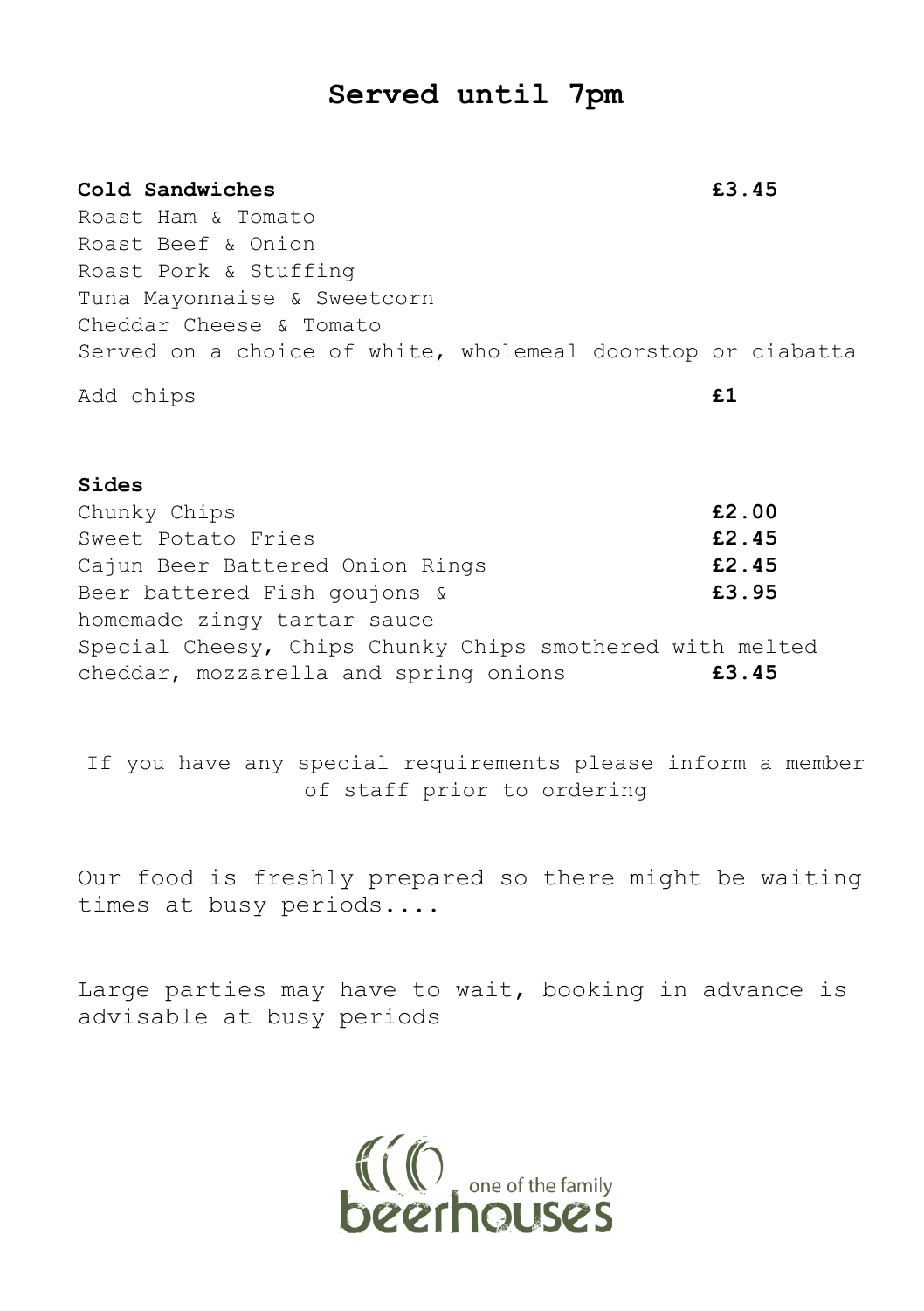# Served until 7pm

| | |
|---|---|
| **Cold Sandwiches** | **£3.45** |
| Roast Ham & Tomato | |
| Roast Beef & Onion | |
| Roast Pork & Stuffing | |
| Tuna Mayonnaise & Sweetcorn | |
| Cheddar Cheese & Tomato | |
| Served on a choice of white, wholemeal doorstop or ciabatta | |
| Add chips | **£1** |

| | |
|---|---|
| **Sides** | |
| Chunky Chips | **£2.00** |
| Sweet Potato Fries | **£2.45** |
| Cajun Beer Battered Onion Rings | **£2.45** |
| Beer battered Fish goujons & homemade zingy tartar sauce | **£3.95** |
| Special Cheesy, Chips Chunky Chips smothered with melted cheddar, mozzarella and spring onions | **£3.45** |

If you have any special requirements please inform a member of staff prior to ordering

Our food is freshly prepared so there might be waiting times at busy periods....

Large parties may have to wait, booking in advance is advisable at busy periods

one of the family
beerhouses